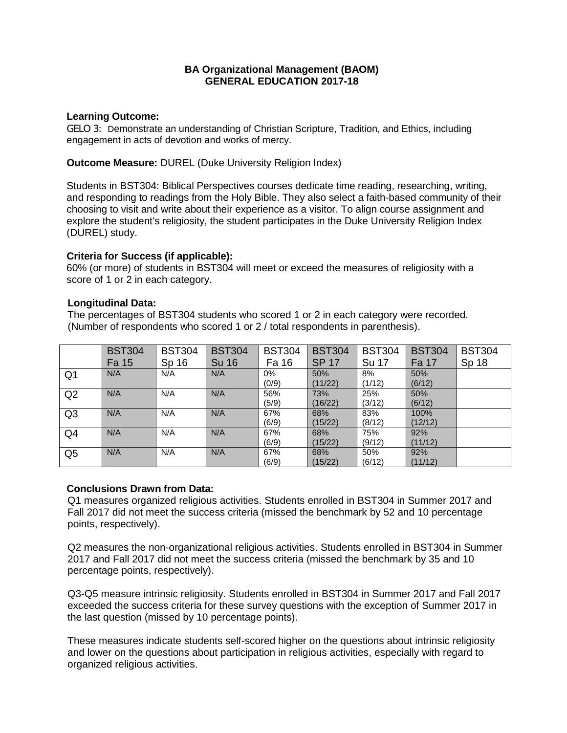**BA Organizational Management (BAOM)**
**GENERAL EDUCATION 2017-18**

**Learning Outcome:**
GELO 3: Demonstrate an understanding of Christian Scripture, Tradition, and Ethics, including engagement in acts of devotion and works of mercy.

**Outcome Measure:** DUREL (Duke University Religion Index)

Students in BST304: Biblical Perspectives courses dedicate time reading, researching, writing, and responding to readings from the Holy Bible. They also select a faith-based community of their choosing to visit and write about their experience as a visitor. To align course assignment and explore the student's religiosity, the student participates in the Duke University Religion Index (DUREL) study.

**Criteria for Success (if applicable):**
60% (or more) of students in BST304 will meet or exceed the measures of religiosity with a score of 1 or 2 in each category.

**Longitudinal Data:**
The percentages of BST304 students who scored 1 or 2 in each category were recorded. (Number of respondents who scored 1 or 2 / total respondents in parenthesis).

| | BST304 Fa 15 | BST304 Sp 16 | BST304 Su 16 | BST304 Fa 16 | BST304 SP 17 | BST304 Su 17 | BST304 Fa 17 | BST304 Sp 18 |
|---|---|---|---|---|---|---|---|---|
| Q1 | N/A | N/A | N/A | 0% (0/9) | 50% (11/22) | 8% (1/12) | 50% (6/12) | |
| Q2 | N/A | N/A | N/A | 56% (5/9) | 73% (16/22) | 25% (3/12) | 50% (6/12) | |
| Q3 | N/A | N/A | N/A | 67% (6/9) | 68% (15/22) | 83% (8/12) | 100% (12/12) | |
| Q4 | N/A | N/A | N/A | 67% (6/9) | 68% (15/22) | 75% (9/12) | 92% (11/12) | |
| Q5 | N/A | N/A | N/A | 67% (6/9) | 68% (15/22) | 50% (6/12) | 92% (11/12) | |

**Conclusions Drawn from Data:**
Q1 measures organized religious activities. Students enrolled in BST304 in Summer 2017 and Fall 2017 did not meet the success criteria (missed the benchmark by 52 and 10 percentage points, respectively).

Q2 measures the non-organizational religious activities. Students enrolled in BST304 in Summer 2017 and Fall 2017 did not meet the success criteria (missed the benchmark by 35 and 10 percentage points, respectively).

Q3-Q5 measure intrinsic religiosity. Students enrolled in BST304 in Summer 2017 and Fall 2017 exceeded the success criteria for these survey questions with the exception of Summer 2017 in the last question (missed by 10 percentage points).

These measures indicate students self-scored higher on the questions about intrinsic religiosity and lower on the questions about participation in religious activities, especially with regard to organized religious activities.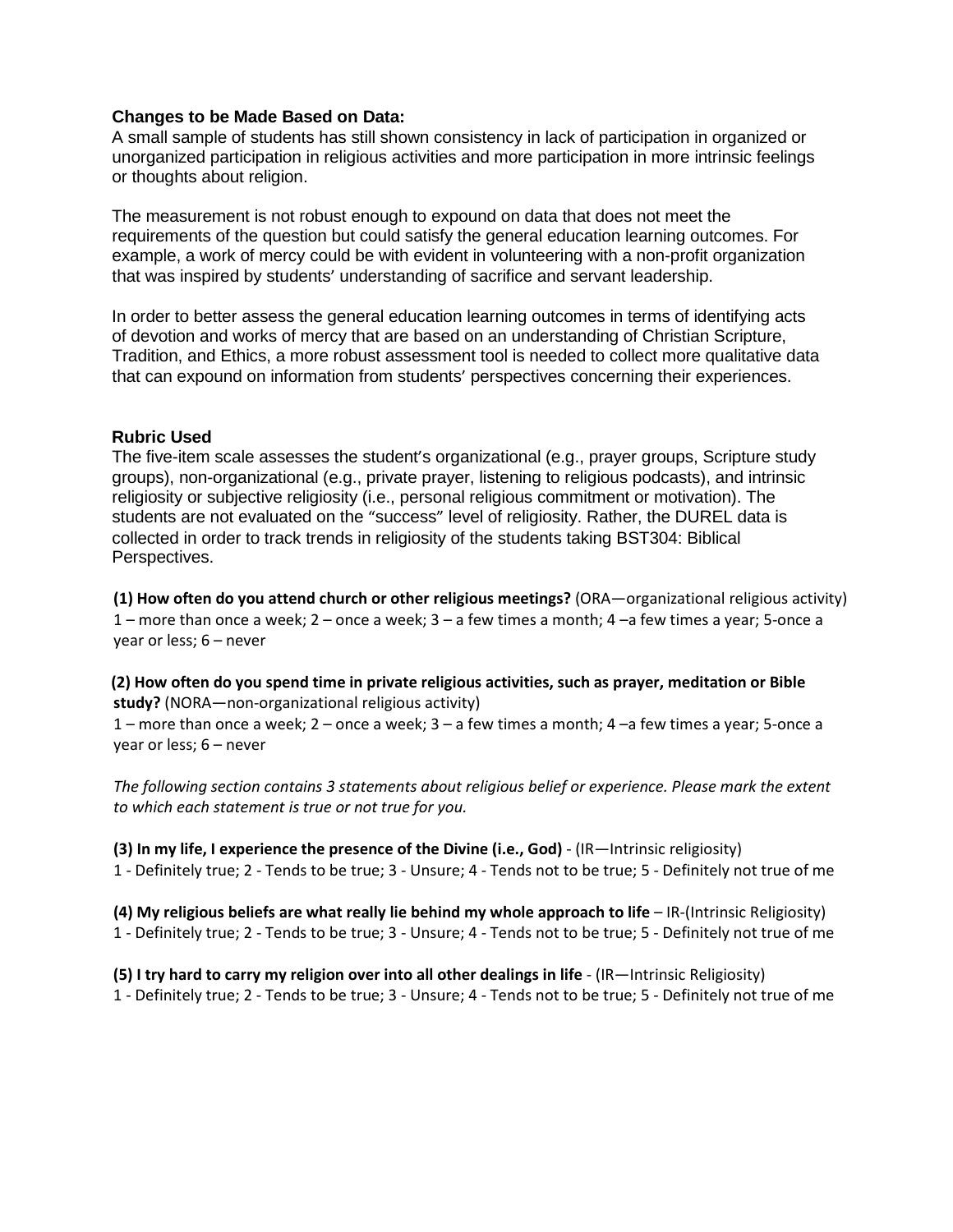### Changes to be Made Based on Data:

A small sample of students has still shown consistency in lack of participation in organized or unorganized participation in religious activities and more participation in more intrinsic feelings or thoughts about religion.

The measurement is not robust enough to expound on data that does not meet the requirements of the question but could satisfy the general education learning outcomes. For example, a work of mercy could be with evident in volunteering with a non-profit organization that was inspired by students' understanding of sacrifice and servant leadership.

In order to better assess the general education learning outcomes in terms of identifying acts of devotion and works of mercy that are based on an understanding of Christian Scripture, Tradition, and Ethics, a more robust assessment tool is needed to collect more qualitative data that can expound on information from students' perspectives concerning their experiences.

### Rubric Used

The five-item scale assesses the student's organizational (e.g., prayer groups, Scripture study groups), non-organizational (e.g., private prayer, listening to religious podcasts), and intrinsic religiosity or subjective religiosity (i.e., personal religious commitment or motivation). The students are not evaluated on the "success" level of religiosity. Rather, the DUREL data is collected in order to track trends in religiosity of the students taking BST304: Biblical Perspectives.

**(1) How often do you attend church or other religious meetings?** (ORA—organizational religious activity)
1 – more than once a week; 2 – once a week; 3 – a few times a month; 4 –a few times a year; 5-once a year or less; 6 – never

**(2) How often do you spend time in private religious activities, such as prayer, meditation or Bible study?** (NORA—non-organizational religious activity)
1 – more than once a week; 2 – once a week; 3 – a few times a month; 4 –a few times a year; 5-once a year or less; 6 – never

*The following section contains 3 statements about religious belief or experience. Please mark the extent to which each statement is true or not true for you.*

**(3) In my life, I experience the presence of the Divine (i.e., God)** - (IR—Intrinsic religiosity)
1 - Definitely true; 2 - Tends to be true; 3 - Unsure; 4 - Tends not to be true; 5 - Definitely not true of me

**(4) My religious beliefs are what really lie behind my whole approach to life** – IR-(Intrinsic Religiosity)
1 - Definitely true; 2 - Tends to be true; 3 - Unsure; 4 - Tends not to be true; 5 - Definitely not true of me

**(5) I try hard to carry my religion over into all other dealings in life** - (IR—Intrinsic Religiosity)
1 - Definitely true; 2 - Tends to be true; 3 - Unsure; 4 - Tends not to be true; 5 - Definitely not true of me